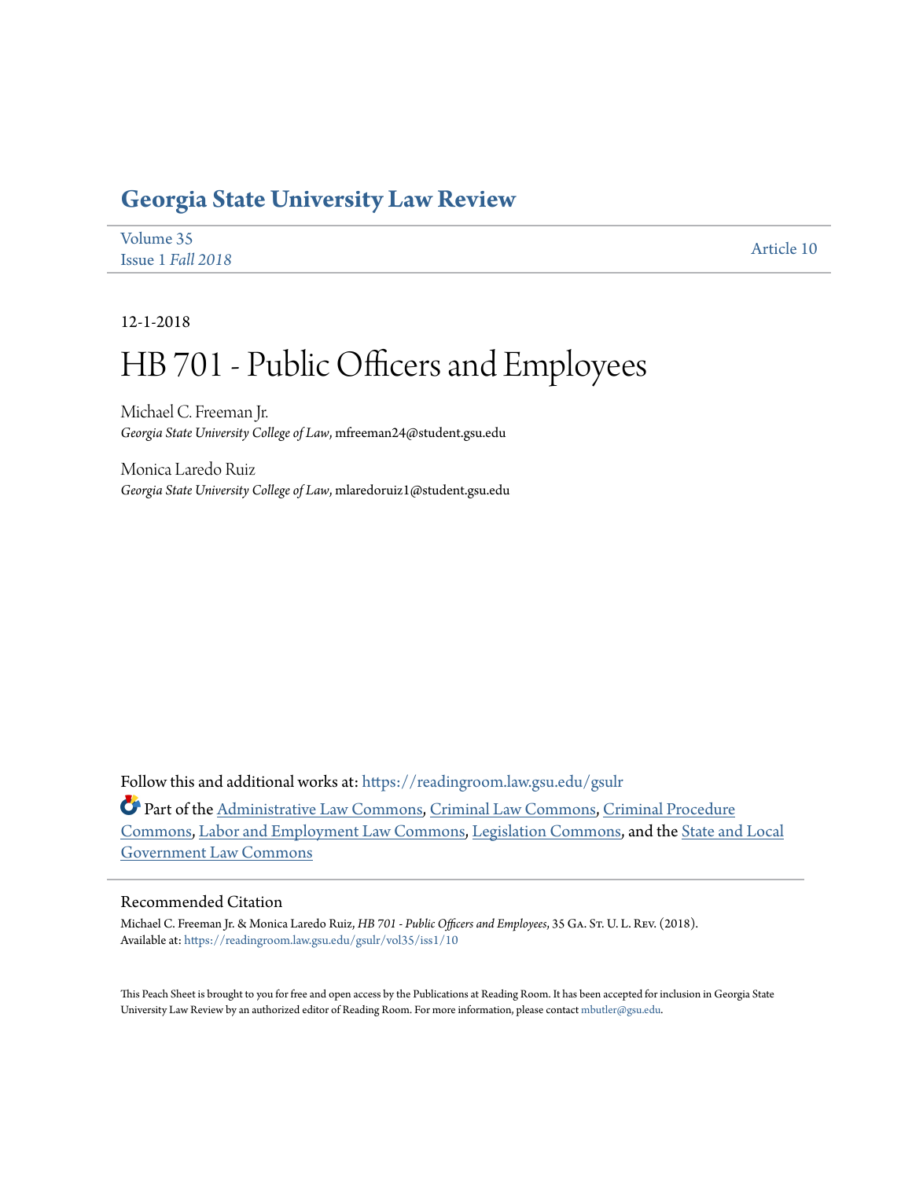# Georgia State University Law Review

Volume 35
Issue 1 *Fall 2018*

Article 10

12-1-2018

# HB 701 - Public Officers and Employees

Michael C. Freeman Jr.
*Georgia State University College of Law*, mfreeman24@student.gsu.edu

Monica Laredo Ruiz
*Georgia State University College of Law*, mlaredoruiz1@student.gsu.edu

Follow this and additional works at: https://readingroom.law.gsu.edu/gsulr

Part of the Administrative Law Commons, Criminal Law Commons, Criminal Procedure Commons, Labor and Employment Law Commons, Legislation Commons, and the State and Local Government Law Commons

## Recommended Citation

Michael C. Freeman Jr. & Monica Laredo Ruiz, *HB 701 - Public Officers and Employees*, 35 Ga. St. U. L. Rev. (2018).
Available at: https://readingroom.law.gsu.edu/gsulr/vol35/iss1/10

This Peach Sheet is brought to you for free and open access by the Publications at Reading Room. It has been accepted for inclusion in Georgia State University Law Review by an authorized editor of Reading Room. For more information, please contact mbutler@gsu.edu.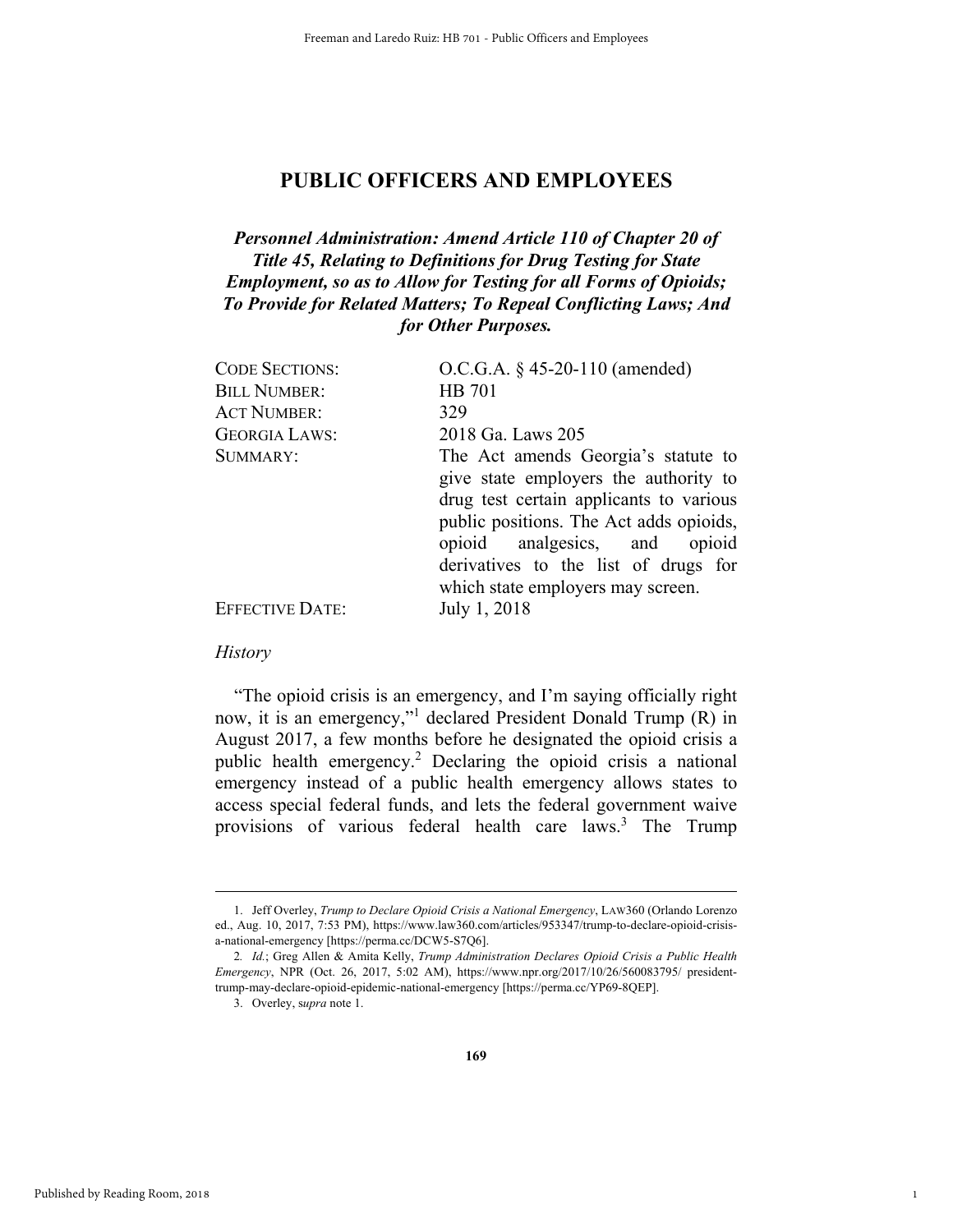# PUBLIC OFFICERS AND EMPLOYEES

***Personnel Administration: Amend Article 110 of Chapter 20 of Title 45, Relating to Definitions for Drug Testing for State Employment, so as to Allow for Testing for all Forms of Opioids; To Provide for Related Matters; To Repeal Conflicting Laws; And for Other Purposes.***

| | |
|---|---|
| CODE SECTIONS: | O.C.G.A. § 45-20-110 (amended) |
| BILL NUMBER: | HB 701 |
| ACT NUMBER: | 329 |
| GEORGIA LAWS: | 2018 Ga. Laws 205 |
| SUMMARY: | The Act amends Georgia's statute to give state employers the authority to drug test certain applicants to various public positions. The Act adds opioids, opioid analgesics, and opioid derivatives to the list of drugs for which state employers may screen. |
| EFFECTIVE DATE: | July 1, 2018 |

*History*

"The opioid crisis is an emergency, and I'm saying officially right now, it is an emergency,"[1] declared President Donald Trump (R) in August 2017, a few months before he designated the opioid crisis a public health emergency.[2] Declaring the opioid crisis a national emergency instead of a public health emergency allows states to access special federal funds, and lets the federal government waive provisions of various federal health care laws.[3] The Trump

---

1. Jeff Overley, *Trump to Declare Opioid Crisis a National Emergency*, LAW360 (Orlando Lorenzo ed., Aug. 10, 2017, 7:53 PM), https://www.law360.com/articles/953347/trump-to-declare-opioid-crisis-a-national-emergency [https://perma.cc/DCW5-S7Q6].

2. *Id.*; Greg Allen & Amita Kelly, *Trump Administration Declares Opioid Crisis a Public Health Emergency*, NPR (Oct. 26, 2017, 5:02 AM), https://www.npr.org/2017/10/26/560083795/ president-trump-may-declare-opioid-epidemic-national-emergency [https://perma.cc/YP69-8QEP].

3. Overley, s*upra* note 1.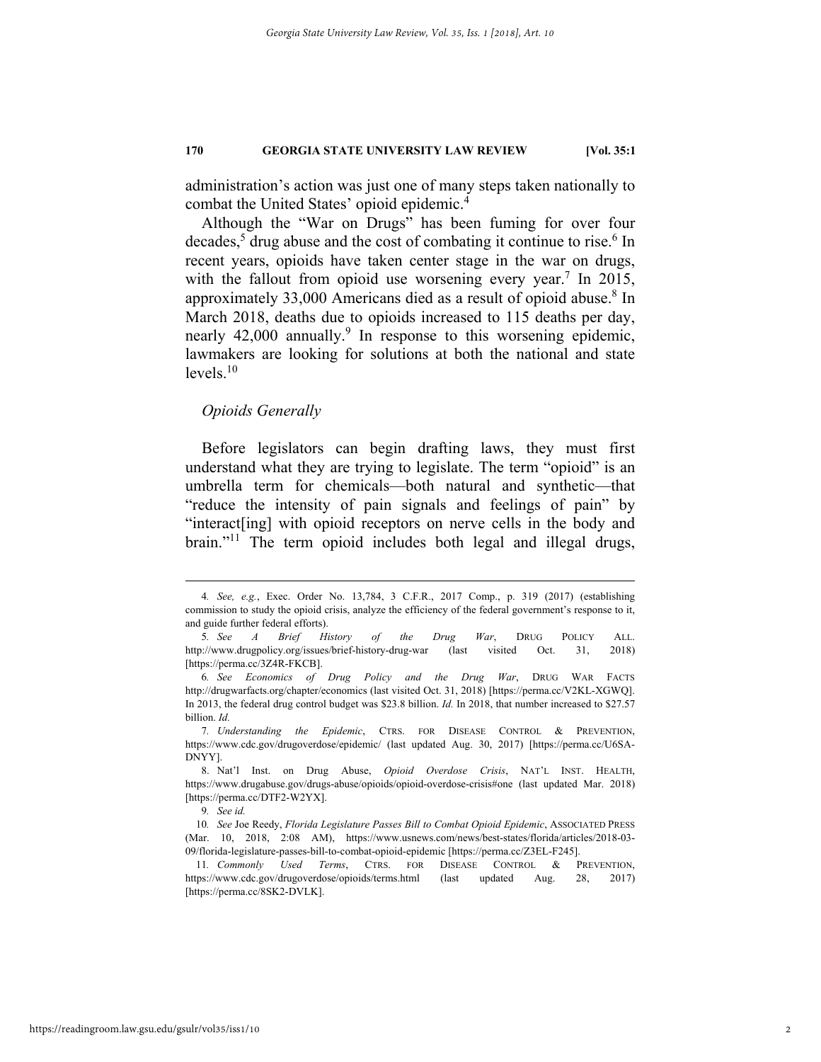administration's action was just one of many steps taken nationally to combat the United States' opioid epidemic.[4]

Although the "War on Drugs" has been fuming for over four decades,[5] drug abuse and the cost of combating it continue to rise.[6] In recent years, opioids have taken center stage in the war on drugs, with the fallout from opioid use worsening every year.[7] In 2015, approximately 33,000 Americans died as a result of opioid abuse.[8] In March 2018, deaths due to opioids increased to 115 deaths per day, nearly 42,000 annually.[9] In response to this worsening epidemic, lawmakers are looking for solutions at both the national and state levels.[10]

### *Opioids Generally*

Before legislators can begin drafting laws, they must first understand what they are trying to legislate. The term "opioid" is an umbrella term for chemicals—both natural and synthetic—that "reduce the intensity of pain signals and feelings of pain" by "interact[ing] with opioid receptors on nerve cells in the body and brain."[11] The term opioid includes both legal and illegal drugs,

---

4. *See, e.g.*, Exec. Order No. 13,784, 3 C.F.R., 2017 Comp., p. 319 (2017) (establishing commission to study the opioid crisis, analyze the efficiency of the federal government's response to it, and guide further federal efforts).

5. *See A Brief History of the Drug War*, DRUG POLICY ALL. http://www.drugpolicy.org/issues/brief-history-drug-war (last visited Oct. 31, 2018) [https://perma.cc/3Z4R-FKCB].

6. *See Economics of Drug Policy and the Drug War*, DRUG WAR FACTS http://drugwarfacts.org/chapter/economics (last visited Oct. 31, 2018) [https://perma.cc/V2KL-XGWQ]. In 2013, the federal drug control budget was $23.8 billion. *Id.* In 2018, that number increased to $27.57 billion. *Id.*

7. *Understanding the Epidemic*, CTRS. FOR DISEASE CONTROL & PREVENTION, https://www.cdc.gov/drugoverdose/epidemic/ (last updated Aug. 30, 2017) [https://perma.cc/U6SA-DNYY].

8. Nat'l Inst. on Drug Abuse, *Opioid Overdose Crisis*, NAT'L INST. HEALTH, https://www.drugabuse.gov/drugs-abuse/opioids/opioid-overdose-crisis#one (last updated Mar. 2018) [https://perma.cc/DTF2-W2YX].

9. *See id.*

10. *See* Joe Reedy, *Florida Legislature Passes Bill to Combat Opioid Epidemic*, ASSOCIATED PRESS (Mar. 10, 2018, 2:08 AM), https://www.usnews.com/news/best-states/florida/articles/2018-03-09/florida-legislature-passes-bill-to-combat-opioid-epidemic [https://perma.cc/Z3EL-F245].

11. *Commonly Used Terms*, CTRS. FOR DISEASE CONTROL & PREVENTION, https://www.cdc.gov/drugoverdose/opioids/terms.html (last updated Aug. 28, 2017) [https://perma.cc/8SK2-DVLK].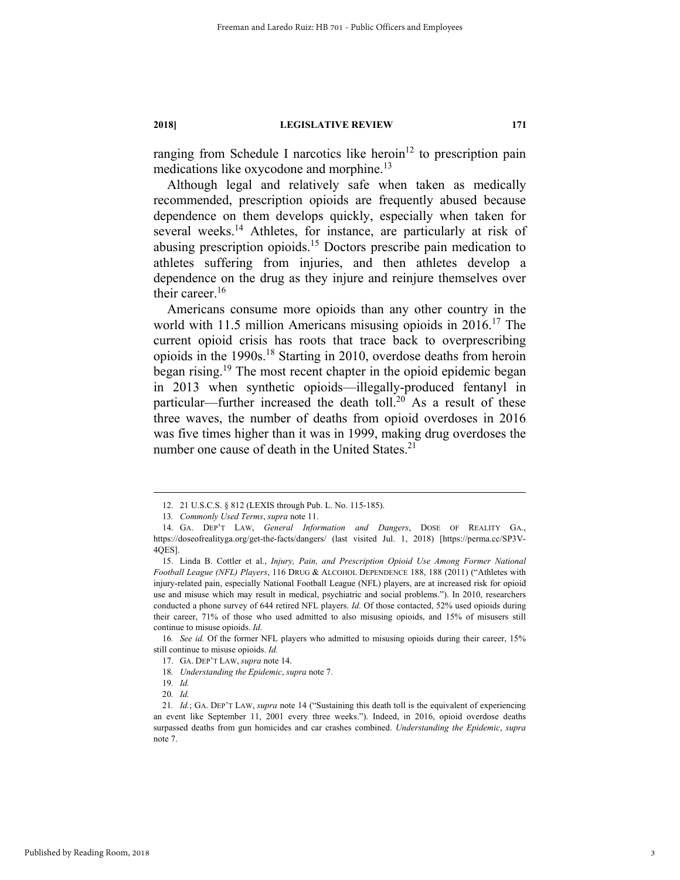ranging from Schedule I narcotics like heroin[12] to prescription pain medications like oxycodone and morphine.[13]

Although legal and relatively safe when taken as medically recommended, prescription opioids are frequently abused because dependence on them develops quickly, especially when taken for several weeks.[14] Athletes, for instance, are particularly at risk of abusing prescription opioids.[15] Doctors prescribe pain medication to athletes suffering from injuries, and then athletes develop a dependence on the drug as they injure and reinjure themselves over their career.[16]

Americans consume more opioids than any other country in the world with 11.5 million Americans misusing opioids in 2016.[17] The current opioid crisis has roots that trace back to overprescribing opioids in the 1990s.[18] Starting in 2010, overdose deaths from heroin began rising.[19] The most recent chapter in the opioid epidemic began in 2013 when synthetic opioids—illegally-produced fentanyl in particular—further increased the death toll.[20] As a result of these three waves, the number of deaths from opioid overdoses in 2016 was five times higher than it was in 1999, making drug overdoses the number one cause of death in the United States.[21]

---

12. 21 U.S.C.S. § 812 (LEXIS through Pub. L. No. 115-185).

13. *Commonly Used Terms*, *supra* note 11.

14. GA. DEP'T LAW, *General Information and Dangers*, DOSE OF REALITY GA., https://doseofrealityga.org/get-the-facts/dangers/ (last visited Jul. 1, 2018) [https://perma.cc/SP3V-4QES].

15. Linda B. Cottler et al., *Injury, Pain, and Prescription Opioid Use Among Former National Football League (NFL) Players*, 116 DRUG & ALCOHOL DEPENDENCE 188, 188 (2011) ("Athletes with injury-related pain, especially National Football League (NFL) players, are at increased risk for opioid use and misuse which may result in medical, psychiatric and social problems."). In 2010, researchers conducted a phone survey of 644 retired NFL players. *Id.* Of those contacted, 52% used opioids during their career, 71% of those who used admitted to also misusing opioids, and 15% of misusers still continue to misuse opioids. *Id.*

16. *See id.* Of the former NFL players who admitted to misusing opioids during their career, 15% still continue to misuse opioids. *Id.*

17. GA. DEP'T LAW, *supra* note 14.

18. *Understanding the Epidemic*, *supra* note 7.

19. *Id.*

20. *Id.*

21. *Id.*; GA. DEP'T LAW, *supra* note 14 ("Sustaining this death toll is the equivalent of experiencing an event like September 11, 2001 every three weeks."). Indeed, in 2016, opioid overdose deaths surpassed deaths from gun homicides and car crashes combined. *Understanding the Epidemic*, *supra* note 7.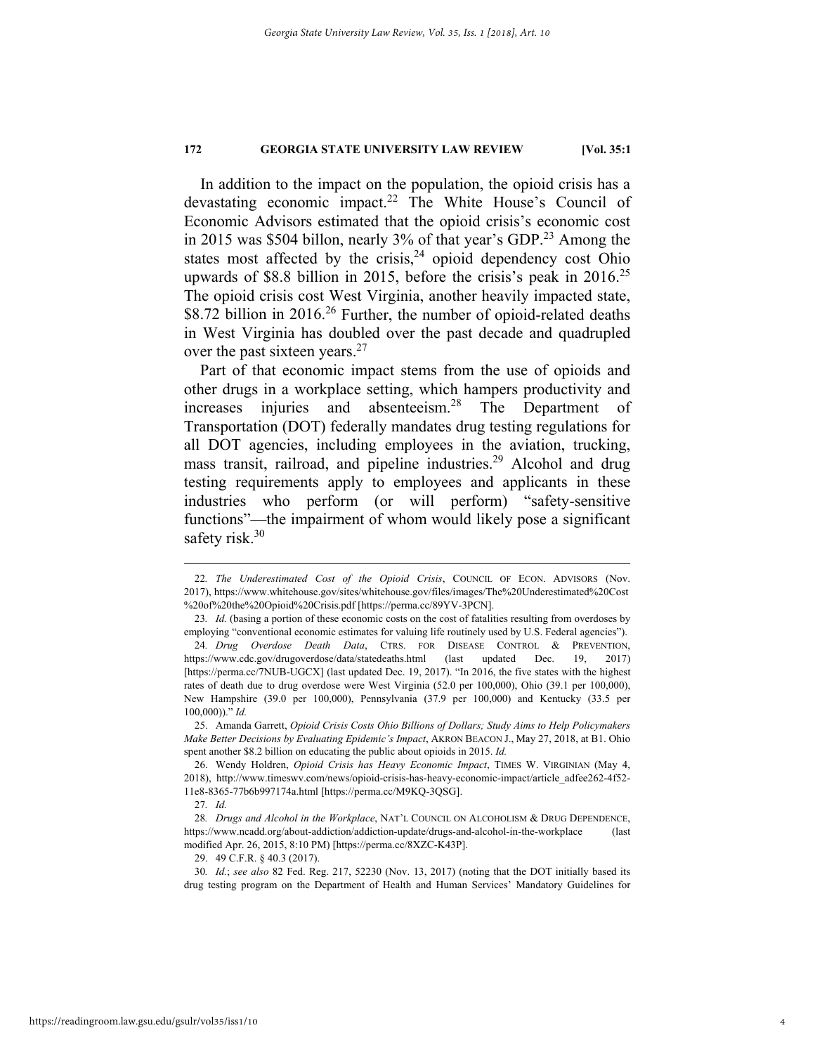In addition to the impact on the population, the opioid crisis has a devastating economic impact.[22] The White House's Council of Economic Advisors estimated that the opioid crisis's economic cost in 2015 was $504 billon, nearly 3% of that year's GDP.[23] Among the states most affected by the crisis,[24] opioid dependency cost Ohio upwards of $8.8 billion in 2015, before the crisis's peak in 2016.[25] The opioid crisis cost West Virginia, another heavily impacted state, $8.72 billion in 2016.[26] Further, the number of opioid-related deaths in West Virginia has doubled over the past decade and quadrupled over the past sixteen years.[27]

Part of that economic impact stems from the use of opioids and other drugs in a workplace setting, which hampers productivity and increases injuries and absenteeism.[28] The Department of Transportation (DOT) federally mandates drug testing regulations for all DOT agencies, including employees in the aviation, trucking, mass transit, railroad, and pipeline industries.[29] Alcohol and drug testing requirements apply to employees and applicants in these industries who perform (or will perform) "safety-sensitive functions"—the impairment of whom would likely pose a significant safety risk.[30]

---

22. *The Underestimated Cost of the Opioid Crisis*, COUNCIL OF ECON. ADVISORS (Nov. 2017), https://www.whitehouse.gov/sites/whitehouse.gov/files/images/The%20Underestimated%20Cost%20of%20the%20Opioid%20Crisis.pdf [https://perma.cc/89YV-3PCN].

23. *Id.* (basing a portion of these economic costs on the cost of fatalities resulting from overdoses by employing "conventional economic estimates for valuing life routinely used by U.S. Federal agencies").

24. *Drug Overdose Death Data*, CTRS. FOR DISEASE CONTROL & PREVENTION, https://www.cdc.gov/drugoverdose/data/statedeaths.html (last updated Dec. 19, 2017) [https://perma.cc/7NUB-UGCX] (last updated Dec. 19, 2017). "In 2016, the five states with the highest rates of death due to drug overdose were West Virginia (52.0 per 100,000), Ohio (39.1 per 100,000), New Hampshire (39.0 per 100,000), Pennsylvania (37.9 per 100,000) and Kentucky (33.5 per 100,000))." *Id.*

25. Amanda Garrett, *Opioid Crisis Costs Ohio Billions of Dollars; Study Aims to Help Policymakers Make Better Decisions by Evaluating Epidemic's Impact*, AKRON BEACON J., May 27, 2018, at B1. Ohio spent another $8.2 billion on educating the public about opioids in 2015. *Id.*

26. Wendy Holdren, *Opioid Crisis has Heavy Economic Impact*, TIMES W. VIRGINIAN (May 4, 2018), http://www.timeswv.com/news/opioid-crisis-has-heavy-economic-impact/article_adfee262-4f52-11e8-8365-77b6b997174a.html [https://perma.cc/M9KQ-3QSG].

27. *Id.*

28. *Drugs and Alcohol in the Workplace*, NAT'L COUNCIL ON ALCOHOLISM & DRUG DEPENDENCE, https://www.ncadd.org/about-addiction/addiction-update/drugs-and-alcohol-in-the-workplace (last modified Apr. 26, 2015, 8:10 PM) [https://perma.cc/8XZC-K43P].

29. 49 C.F.R. § 40.3 (2017).

30. *Id.*; *see also* 82 Fed. Reg. 217, 52230 (Nov. 13, 2017) (noting that the DOT initially based its drug testing program on the Department of Health and Human Services' Mandatory Guidelines for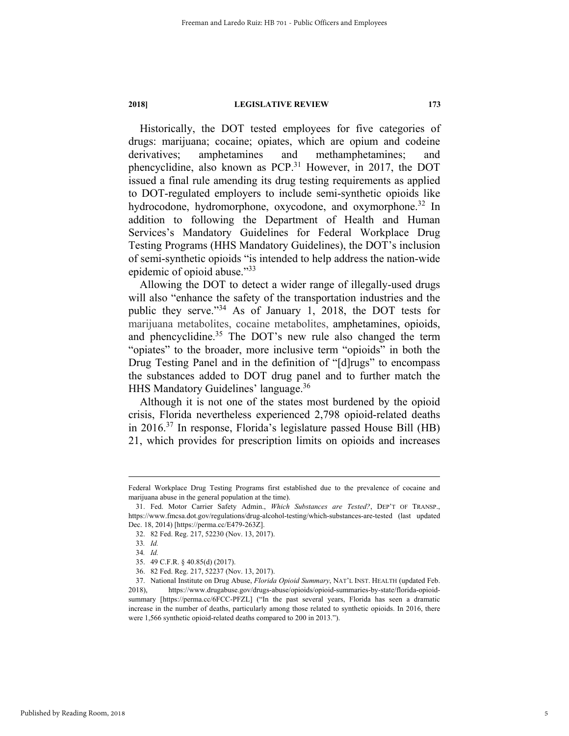Historically, the DOT tested employees for five categories of drugs: marijuana; cocaine; opiates, which are opium and codeine derivatives; amphetamines and methamphetamines; and phencyclidine, also known as PCP.[31] However, in 2017, the DOT issued a final rule amending its drug testing requirements as applied to DOT-regulated employers to include semi-synthetic opioids like hydrocodone, hydromorphone, oxycodone, and oxymorphone.[32] In addition to following the Department of Health and Human Services's Mandatory Guidelines for Federal Workplace Drug Testing Programs (HHS Mandatory Guidelines), the DOT's inclusion of semi-synthetic opioids "is intended to help address the nation-wide epidemic of opioid abuse."[33]

Allowing the DOT to detect a wider range of illegally-used drugs will also "enhance the safety of the transportation industries and the public they serve."[34] As of January 1, 2018, the DOT tests for marijuana metabolites, cocaine metabolites, amphetamines, opioids, and phencyclidine.[35] The DOT's new rule also changed the term "opiates" to the broader, more inclusive term "opioids" in both the Drug Testing Panel and in the definition of "[d]rugs" to encompass the substances added to DOT drug panel and to further match the HHS Mandatory Guidelines' language.[36]

Although it is not one of the states most burdened by the opioid crisis, Florida nevertheless experienced 2,798 opioid-related deaths in 2016.[37] In response, Florida's legislature passed House Bill (HB) 21, which provides for prescription limits on opioids and increases

---

Federal Workplace Drug Testing Programs first established due to the prevalence of cocaine and marijuana abuse in the general population at the time).

31. Fed. Motor Carrier Safety Admin., *Which Substances are Tested?*, DEP'T OF TRANSP., https://www.fmcsa.dot.gov/regulations/drug-alcohol-testing/which-substances-are-tested (last updated Dec. 18, 2014) [https://perma.cc/E479-263Z].

32. 82 Fed. Reg. 217, 52230 (Nov. 13, 2017).

33. *Id.*

34. *Id.*

35. 49 C.F.R. § 40.85(d) (2017).

36. 82 Fed. Reg. 217, 52237 (Nov. 13, 2017).

37. National Institute on Drug Abuse, *Florida Opioid Summary*, NAT'L INST. HEALTH (updated Feb. 2018), https://www.drugabuse.gov/drugs-abuse/opioids/opioid-summaries-by-state/florida-opioid-summary [https://perma.cc/6FCC-PFZL] ("In the past several years, Florida has seen a dramatic increase in the number of deaths, particularly among those related to synthetic opioids. In 2016, there were 1,566 synthetic opioid-related deaths compared to 200 in 2013.").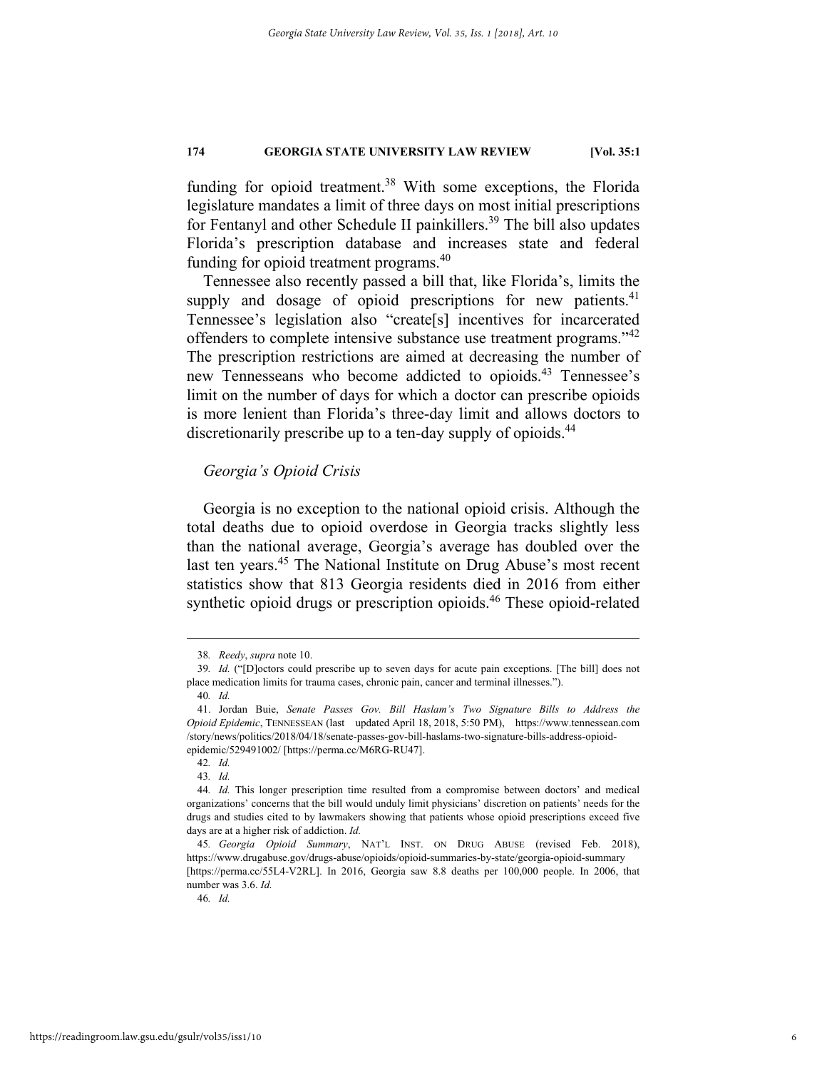funding for opioid treatment.[38] With some exceptions, the Florida legislature mandates a limit of three days on most initial prescriptions for Fentanyl and other Schedule II painkillers.[39] The bill also updates Florida's prescription database and increases state and federal funding for opioid treatment programs.[40]

Tennessee also recently passed a bill that, like Florida's, limits the supply and dosage of opioid prescriptions for new patients.[41] Tennessee's legislation also "create[s] incentives for incarcerated offenders to complete intensive substance use treatment programs."[42] The prescription restrictions are aimed at decreasing the number of new Tennesseans who become addicted to opioids.[43] Tennessee's limit on the number of days for which a doctor can prescribe opioids is more lenient than Florida's three-day limit and allows doctors to discretionarily prescribe up to a ten-day supply of opioids.[44]

### *Georgia's Opioid Crisis*

Georgia is no exception to the national opioid crisis. Although the total deaths due to opioid overdose in Georgia tracks slightly less than the national average, Georgia's average has doubled over the last ten years.[45] The National Institute on Drug Abuse's most recent statistics show that 813 Georgia residents died in 2016 from either synthetic opioid drugs or prescription opioids.[46] These opioid-related

---

38. *Reedy*, *supra* note 10.

39. *Id.* ("[D]octors could prescribe up to seven days for acute pain exceptions. [The bill] does not place medication limits for trauma cases, chronic pain, cancer and terminal illnesses.").

40. *Id.*

41. Jordan Buie, *Senate Passes Gov. Bill Haslam's Two Signature Bills to Address the Opioid Epidemic*, TENNESSEAN (last updated April 18, 2018, 5:50 PM), https://www.tennessean.com/story/news/politics/2018/04/18/senate-passes-gov-bill-haslams-two-signature-bills-address-opioid-epidemic/529491002/ [https://perma.cc/M6RG-RU47].

42. *Id.*

43. *Id.*

44. *Id.* This longer prescription time resulted from a compromise between doctors' and medical organizations' concerns that the bill would unduly limit physicians' discretion on patients' needs for the drugs and studies cited to by lawmakers showing that patients whose opioid prescriptions exceed five days are at a higher risk of addiction. *Id.*

45. *Georgia Opioid Summary*, NAT'L INST. ON DRUG ABUSE (revised Feb. 2018), https://www.drugabuse.gov/drugs-abuse/opioids/opioid-summaries-by-state/georgia-opioid-summary [https://perma.cc/55L4-V2RL]. In 2016, Georgia saw 8.8 deaths per 100,000 people. In 2006, that number was 3.6. *Id.*

46. *Id.*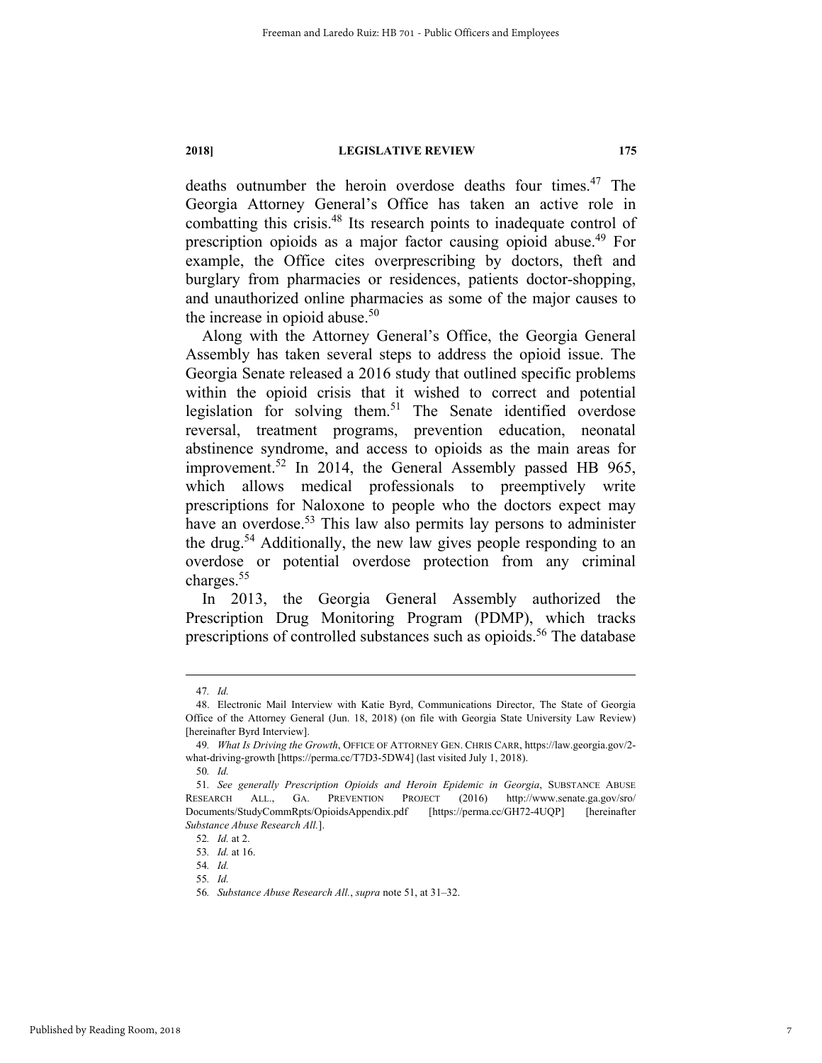deaths outnumber the heroin overdose deaths four times.[47] The Georgia Attorney General's Office has taken an active role in combatting this crisis.[48] Its research points to inadequate control of prescription opioids as a major factor causing opioid abuse.[49] For example, the Office cites overprescribing by doctors, theft and burglary from pharmacies or residences, patients doctor-shopping, and unauthorized online pharmacies as some of the major causes to the increase in opioid abuse.[50]

Along with the Attorney General's Office, the Georgia General Assembly has taken several steps to address the opioid issue. The Georgia Senate released a 2016 study that outlined specific problems within the opioid crisis that it wished to correct and potential legislation for solving them.[51] The Senate identified overdose reversal, treatment programs, prevention education, neonatal abstinence syndrome, and access to opioids as the main areas for improvement.[52] In 2014, the General Assembly passed HB 965, which allows medical professionals to preemptively write prescriptions for Naloxone to people who the doctors expect may have an overdose.[53] This law also permits lay persons to administer the drug.[54] Additionally, the new law gives people responding to an overdose or potential overdose protection from any criminal charges.[55]

In 2013, the Georgia General Assembly authorized the Prescription Drug Monitoring Program (PDMP), which tracks prescriptions of controlled substances such as opioids.[56] The database

---

47. *Id.*

48. Electronic Mail Interview with Katie Byrd, Communications Director, The State of Georgia Office of the Attorney General (Jun. 18, 2018) (on file with Georgia State University Law Review) [hereinafter Byrd Interview].

49. *What Is Driving the Growth*, OFFICE OF ATTORNEY GEN. CHRIS CARR, https://law.georgia.gov/2-what-driving-growth [https://perma.cc/T7D3-5DW4] (last visited July 1, 2018).

50. *Id.*

51. *See generally Prescription Opioids and Heroin Epidemic in Georgia*, SUBSTANCE ABUSE RESEARCH ALL., GA. PREVENTION PROJECT (2016) http://www.senate.ga.gov/sro/Documents/StudyCommRpts/OpioidsAppendix.pdf [https://perma.cc/GH72-4UQP] [hereinafter *Substance Abuse Research All.*].

52. *Id.* at 2.

53. *Id.* at 16.

54. *Id.*

55. *Id.*

56. *Substance Abuse Research All.*, *supra* note 51, at 31–32.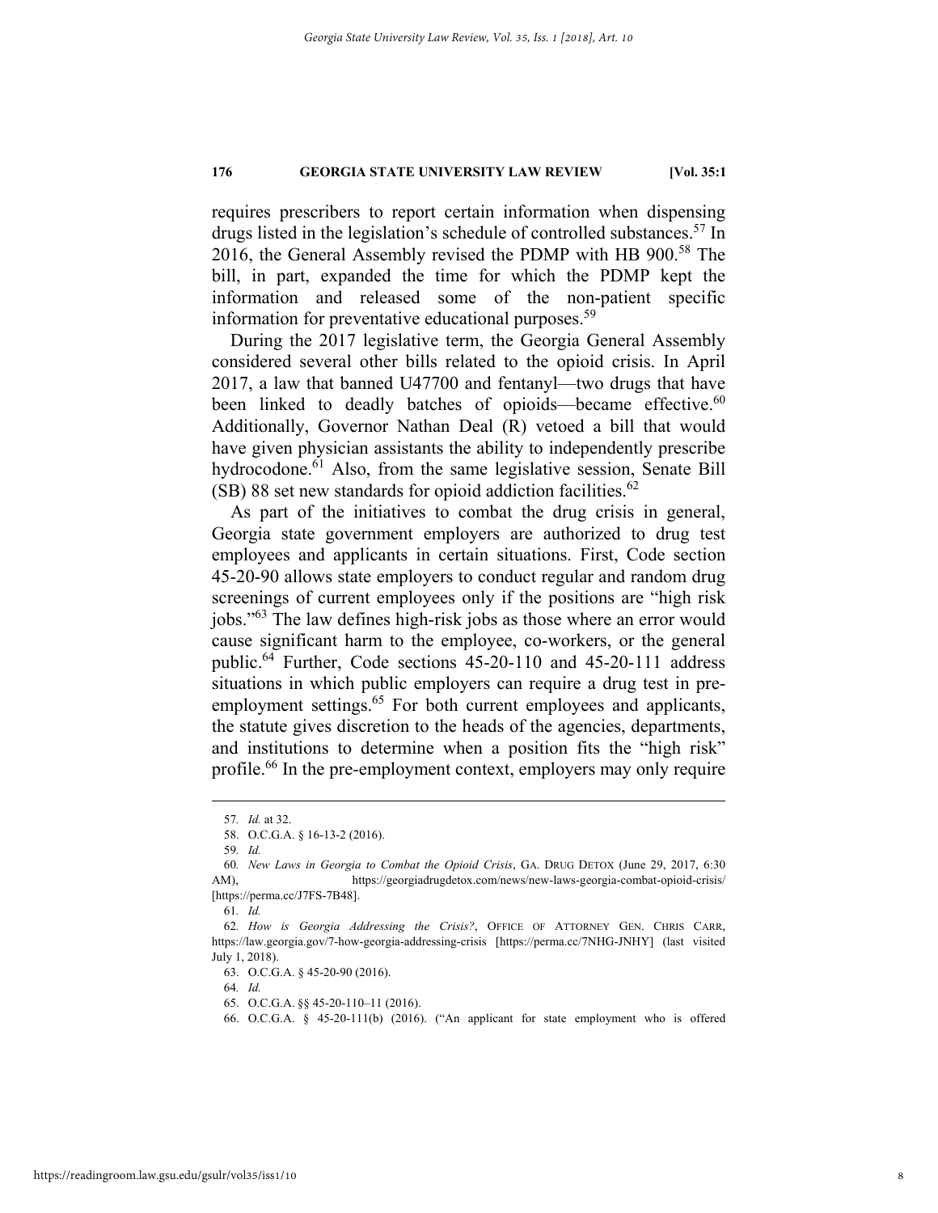requires prescribers to report certain information when dispensing drugs listed in the legislation's schedule of controlled substances.[57] In 2016, the General Assembly revised the PDMP with HB 900.[58] The bill, in part, expanded the time for which the PDMP kept the information and released some of the non-patient specific information for preventative educational purposes.[59]

During the 2017 legislative term, the Georgia General Assembly considered several other bills related to the opioid crisis. In April 2017, a law that banned U47700 and fentanyl—two drugs that have been linked to deadly batches of opioids—became effective.[60] Additionally, Governor Nathan Deal (R) vetoed a bill that would have given physician assistants the ability to independently prescribe hydrocodone.[61] Also, from the same legislative session, Senate Bill (SB) 88 set new standards for opioid addiction facilities.[62]

As part of the initiatives to combat the drug crisis in general, Georgia state government employers are authorized to drug test employees and applicants in certain situations. First, Code section 45-20-90 allows state employers to conduct regular and random drug screenings of current employees only if the positions are "high risk jobs."[63] The law defines high-risk jobs as those where an error would cause significant harm to the employee, co-workers, or the general public.[64] Further, Code sections 45-20-110 and 45-20-111 address situations in which public employers can require a drug test in pre-employment settings.[65] For both current employees and applicants, the statute gives discretion to the heads of the agencies, departments, and institutions to determine when a position fits the "high risk" profile.[66] In the pre-employment context, employers may only require

---

57. *Id.* at 32.

58. O.C.G.A. § 16-13-2 (2016).

59. *Id.*

60. *New Laws in Georgia to Combat the Opioid Crisis*, GA. DRUG DETOX (June 29, 2017, 6:30 AM), https://georgiadrugdetox.com/news/new-laws-georgia-combat-opioid-crisis/ [https://perma.cc/J7FS-7B48].

61. *Id.*

62. *How is Georgia Addressing the Crisis?*, OFFICE OF ATTORNEY GEN. CHRIS CARR, https://law.georgia.gov/7-how-georgia-addressing-crisis [https://perma.cc/7NHG-JNHY] (last visited July 1, 2018).

63. O.C.G.A. § 45-20-90 (2016).

64. *Id.*

65. O.C.G.A. §§ 45-20-110–11 (2016).

66. O.C.G.A. § 45-20-111(b) (2016). ("An applicant for state employment who is offered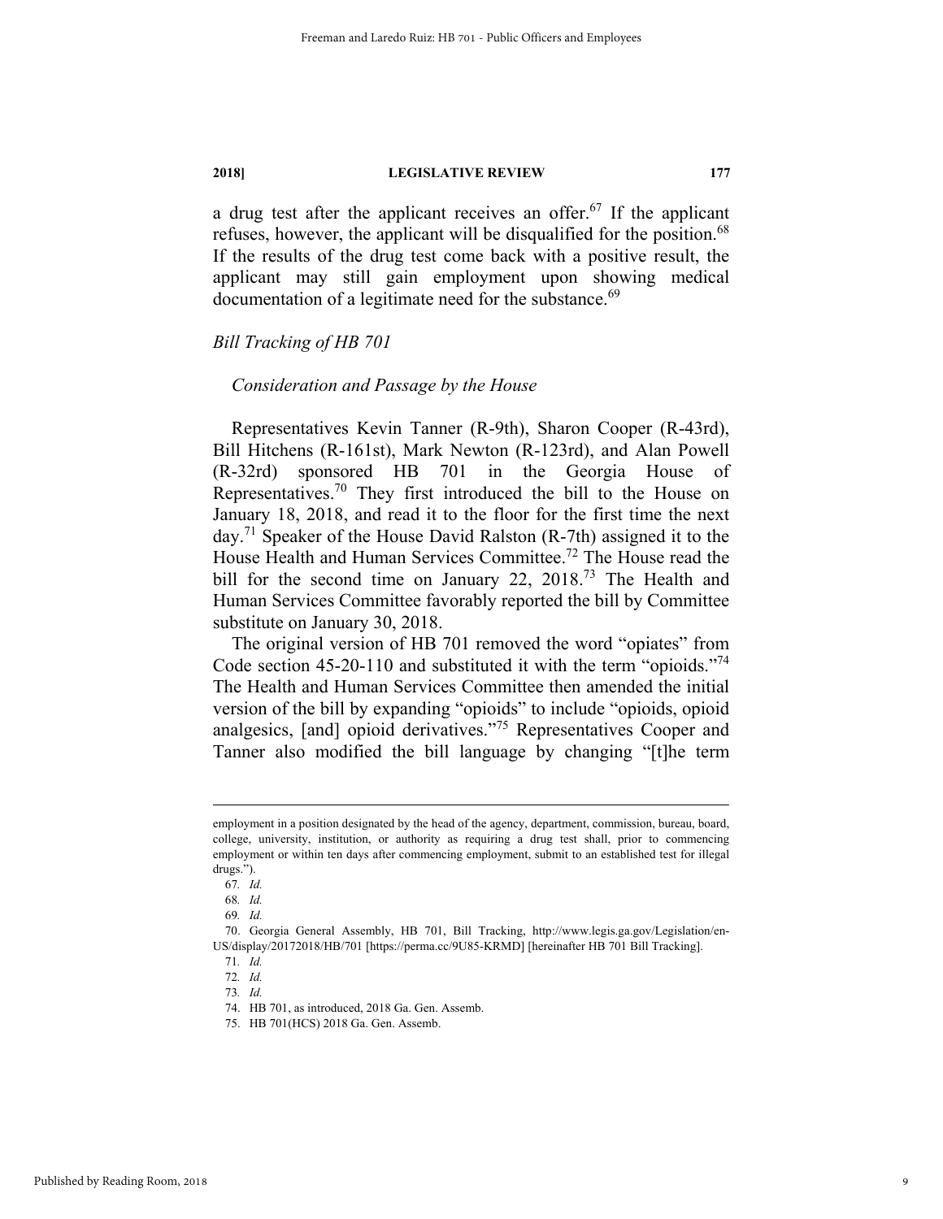a drug test after the applicant receives an offer.[67] If the applicant refuses, however, the applicant will be disqualified for the position.[68] If the results of the drug test come back with a positive result, the applicant may still gain employment upon showing medical documentation of a legitimate need for the substance.[69]

### *Bill Tracking of HB 701*

#### *Consideration and Passage by the House*

Representatives Kevin Tanner (R-9th), Sharon Cooper (R-43rd), Bill Hitchens (R-161st), Mark Newton (R-123rd), and Alan Powell (R-32rd) sponsored HB 701 in the Georgia House of Representatives.[70] They first introduced the bill to the House on January 18, 2018, and read it to the floor for the first time the next day.[71] Speaker of the House David Ralston (R-7th) assigned it to the House Health and Human Services Committee.[72] The House read the bill for the second time on January 22, 2018.[73] The Health and Human Services Committee favorably reported the bill by Committee substitute on January 30, 2018.

The original version of HB 701 removed the word "opiates" from Code section 45-20-110 and substituted it with the term "opioids."[74] The Health and Human Services Committee then amended the initial version of the bill by expanding "opioids" to include "opioids, opioid analgesics, [and] opioid derivatives."[75] Representatives Cooper and Tanner also modified the bill language by changing "[t]he term

---

employment in a position designated by the head of the agency, department, commission, bureau, board, college, university, institution, or authority as requiring a drug test shall, prior to commencing employment or within ten days after commencing employment, submit to an established test for illegal drugs.").

67. *Id.*

68. *Id.*

69. *Id.*

70. Georgia General Assembly, HB 701, Bill Tracking, http://www.legis.ga.gov/Legislation/en-US/display/20172018/HB/701 [https://perma.cc/9U85-KRMD] [hereinafter HB 701 Bill Tracking].

71. *Id.*

72. *Id.*

73. *Id.*

74. HB 701, as introduced, 2018 Ga. Gen. Assemb.

75. HB 701(HCS) 2018 Ga. Gen. Assemb.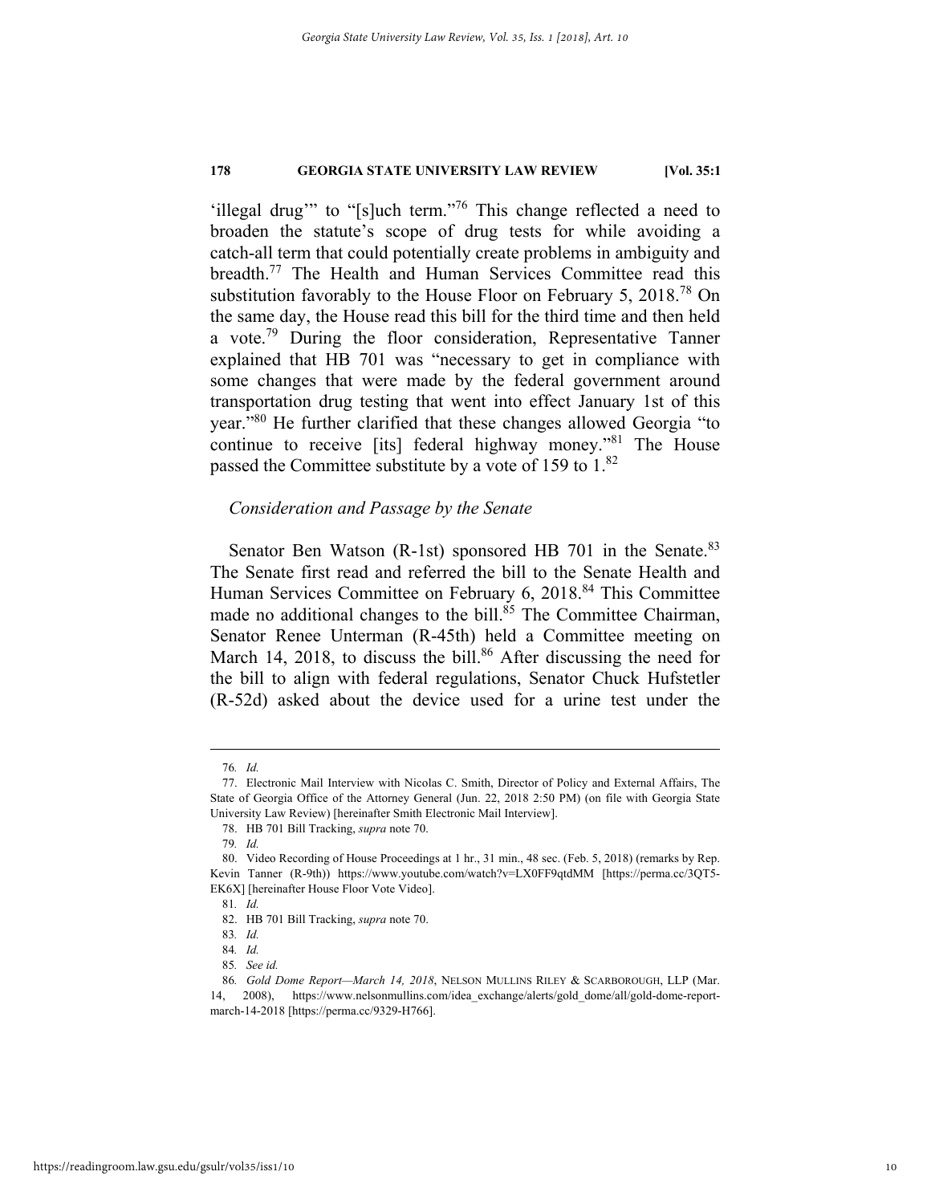'illegal drug'" to "[s]uch term."[76] This change reflected a need to broaden the statute's scope of drug tests for while avoiding a catch-all term that could potentially create problems in ambiguity and breadth.[77] The Health and Human Services Committee read this substitution favorably to the House Floor on February 5, 2018.[78] On the same day, the House read this bill for the third time and then held a vote.[79] During the floor consideration, Representative Tanner explained that HB 701 was "necessary to get in compliance with some changes that were made by the federal government around transportation drug testing that went into effect January 1st of this year."[80] He further clarified that these changes allowed Georgia "to continue to receive [its] federal highway money."[81] The House passed the Committee substitute by a vote of 159 to 1.[82]

*Consideration and Passage by the Senate*

Senator Ben Watson (R-1st) sponsored HB 701 in the Senate.[83] The Senate first read and referred the bill to the Senate Health and Human Services Committee on February 6, 2018.[84] This Committee made no additional changes to the bill.[85] The Committee Chairman, Senator Renee Unterman (R-45th) held a Committee meeting on March 14, 2018, to discuss the bill.[86] After discussing the need for the bill to align with federal regulations, Senator Chuck Hufstetler (R-52d) asked about the device used for a urine test under the

---

76. *Id.*

77. Electronic Mail Interview with Nicolas C. Smith, Director of Policy and External Affairs, The State of Georgia Office of the Attorney General (Jun. 22, 2018 2:50 PM) (on file with Georgia State University Law Review) [hereinafter Smith Electronic Mail Interview].

78. HB 701 Bill Tracking, *supra* note 70.

79. *Id.*

80. Video Recording of House Proceedings at 1 hr., 31 min., 48 sec. (Feb. 5, 2018) (remarks by Rep. Kevin Tanner (R-9th)) https://www.youtube.com/watch?v=LX0FF9qtdMM [https://perma.cc/3QT5-EK6X] [hereinafter House Floor Vote Video].

81. *Id.*

82. HB 701 Bill Tracking, *supra* note 70.

83. *Id.*

84. *Id.*

85. *See id.*

86. *Gold Dome Report—March 14, 2018*, NELSON MULLINS RILEY & SCARBOROUGH, LLP (Mar. 14, 2008), https://www.nelsonmullins.com/idea_exchange/alerts/gold_dome/all/gold-dome-report-march-14-2018 [https://perma.cc/9329-H766].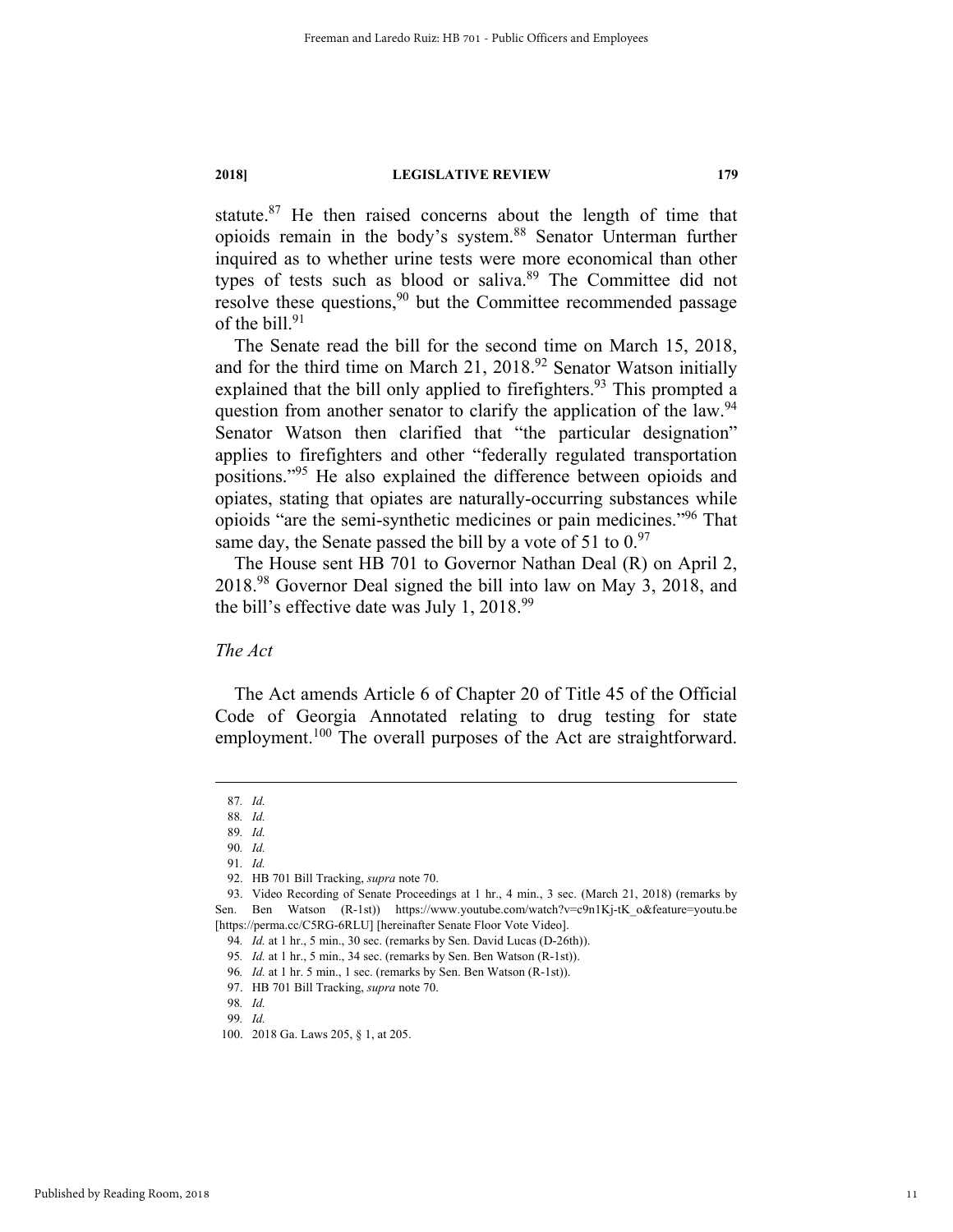statute.[87] He then raised concerns about the length of time that opioids remain in the body's system.[88] Senator Unterman further inquired as to whether urine tests were more economical than other types of tests such as blood or saliva.[89] The Committee did not resolve these questions,[90] but the Committee recommended passage of the bill.[91]

The Senate read the bill for the second time on March 15, 2018, and for the third time on March 21, 2018.[92] Senator Watson initially explained that the bill only applied to firefighters.[93] This prompted a question from another senator to clarify the application of the law.[94] Senator Watson then clarified that "the particular designation" applies to firefighters and other "federally regulated transportation positions."[95] He also explained the difference between opioids and opiates, stating that opiates are naturally-occurring substances while opioids "are the semi-synthetic medicines or pain medicines."[96] That same day, the Senate passed the bill by a vote of 51 to 0.[97]

The House sent HB 701 to Governor Nathan Deal (R) on April 2, 2018.[98] Governor Deal signed the bill into law on May 3, 2018, and the bill's effective date was July 1, 2018.[99]

*The Act*

The Act amends Article 6 of Chapter 20 of Title 45 of the Official Code of Georgia Annotated relating to drug testing for state employment.[100] The overall purposes of the Act are straightforward.

---

87. *Id.*
88. *Id.*
89. *Id.*
90. *Id.*
91. *Id.*
92. HB 701 Bill Tracking, *supra* note 70.
93. Video Recording of Senate Proceedings at 1 hr., 4 min., 3 sec. (March 21, 2018) (remarks by Sen. Ben Watson (R-1st)) https://www.youtube.com/watch?v=c9n1Kj-tK_o&feature=youtu.be [https://perma.cc/C5RG-6RLU] [hereinafter Senate Floor Vote Video].
94. *Id.* at 1 hr., 5 min., 30 sec. (remarks by Sen. David Lucas (D-26th)).
95. *Id.* at 1 hr., 5 min., 34 sec. (remarks by Sen. Ben Watson (R-1st)).
96. *Id.* at 1 hr. 5 min., 1 sec. (remarks by Sen. Ben Watson (R-1st)).
97. HB 701 Bill Tracking, *supra* note 70.
98. *Id.*
99. *Id.*
100. 2018 Ga. Laws 205, § 1, at 205.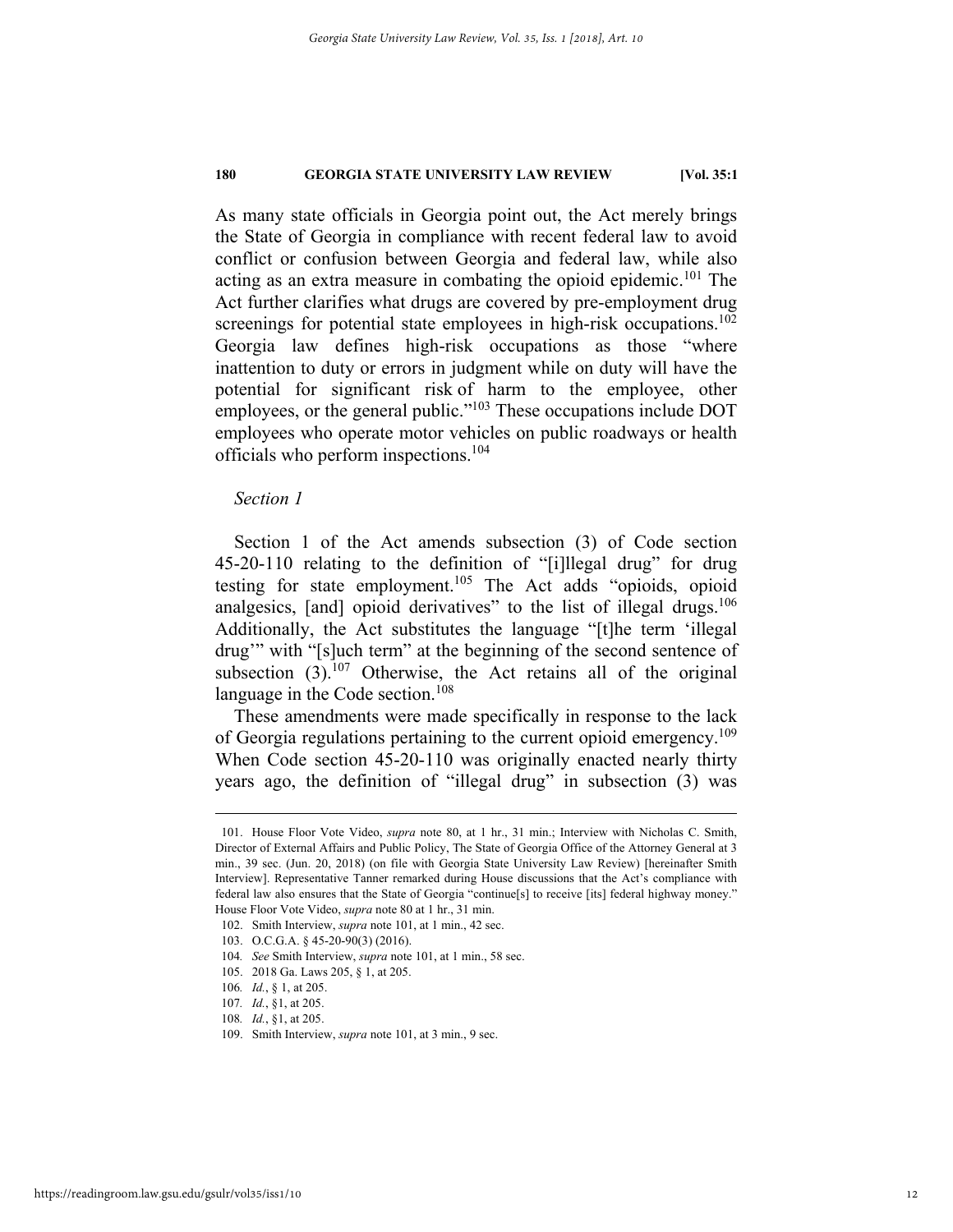As many state officials in Georgia point out, the Act merely brings the State of Georgia in compliance with recent federal law to avoid conflict or confusion between Georgia and federal law, while also acting as an extra measure in combating the opioid epidemic.[101] The Act further clarifies what drugs are covered by pre-employment drug screenings for potential state employees in high-risk occupations.[102] Georgia law defines high-risk occupations as those "where inattention to duty or errors in judgment while on duty will have the potential for significant risk of harm to the employee, other employees, or the general public."[103] These occupations include DOT employees who operate motor vehicles on public roadways or health officials who perform inspections.[104]

*Section 1*

Section 1 of the Act amends subsection (3) of Code section 45-20-110 relating to the definition of "[i]llegal drug" for drug testing for state employment.[105] The Act adds "opioids, opioid analgesics, [and] opioid derivatives" to the list of illegal drugs.[106] Additionally, the Act substitutes the language "[t]he term 'illegal drug'" with "[s]uch term" at the beginning of the second sentence of subsection (3).[107] Otherwise, the Act retains all of the original language in the Code section.[108]

These amendments were made specifically in response to the lack of Georgia regulations pertaining to the current opioid emergency.[109] When Code section 45-20-110 was originally enacted nearly thirty years ago, the definition of "illegal drug" in subsection (3) was

---

101. House Floor Vote Video, *supra* note 80, at 1 hr., 31 min.; Interview with Nicholas C. Smith, Director of External Affairs and Public Policy, The State of Georgia Office of the Attorney General at 3 min., 39 sec. (Jun. 20, 2018) (on file with Georgia State University Law Review) [hereinafter Smith Interview]. Representative Tanner remarked during House discussions that the Act's compliance with federal law also ensures that the State of Georgia "continue[s] to receive [its] federal highway money." House Floor Vote Video, *supra* note 80 at 1 hr., 31 min.

102. Smith Interview, *supra* note 101, at 1 min., 42 sec.

103. O.C.G.A. § 45-20-90(3) (2016).

104. *See* Smith Interview, *supra* note 101, at 1 min., 58 sec.

105. 2018 Ga. Laws 205, § 1, at 205.

106. *Id.*, § 1, at 205.

107. *Id.*, §1, at 205.

108. *Id.*, §1, at 205.

109. Smith Interview, *supra* note 101, at 3 min., 9 sec.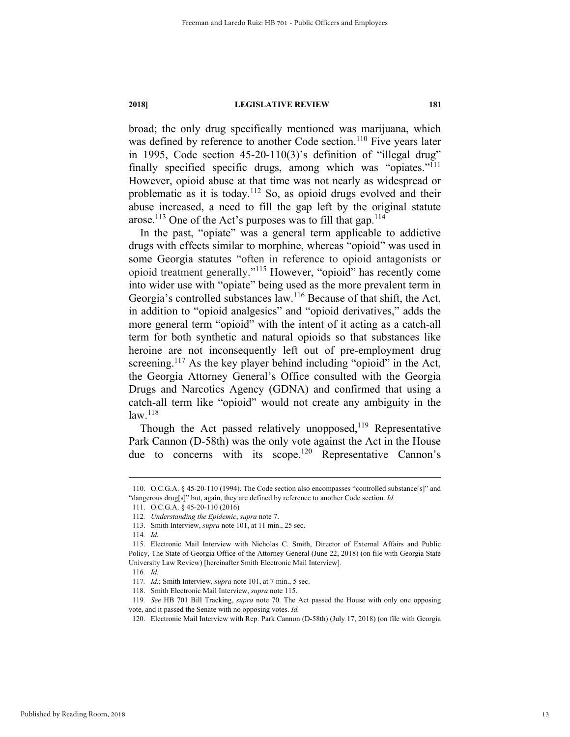broad; the only drug specifically mentioned was marijuana, which was defined by reference to another Code section.[110] Five years later in 1995, Code section 45-20-110(3)'s definition of "illegal drug" finally specified specific drugs, among which was "opiates."[111] However, opioid abuse at that time was not nearly as widespread or problematic as it is today.[112] So, as opioid drugs evolved and their abuse increased, a need to fill the gap left by the original statute arose.[113] One of the Act's purposes was to fill that gap.[114]

In the past, "opiate" was a general term applicable to addictive drugs with effects similar to morphine, whereas "opioid" was used in some Georgia statutes "often in reference to opioid antagonists or opioid treatment generally."[115] However, "opioid" has recently come into wider use with "opiate" being used as the more prevalent term in Georgia's controlled substances law.[116] Because of that shift, the Act, in addition to "opioid analgesics" and "opioid derivatives," adds the more general term "opioid" with the intent of it acting as a catch-all term for both synthetic and natural opioids so that substances like heroine are not inconsequently left out of pre-employment drug screening.[117] As the key player behind including "opioid" in the Act, the Georgia Attorney General's Office consulted with the Georgia Drugs and Narcotics Agency (GDNA) and confirmed that using a catch-all term like "opioid" would not create any ambiguity in the law.[118]

Though the Act passed relatively unopposed,[119] Representative Park Cannon (D-58th) was the only vote against the Act in the House due to concerns with its scope.[120] Representative Cannon's

---

110. O.C.G.A. § 45-20-110 (1994). The Code section also encompasses "controlled substance[s]" and "dangerous drug[s]" but, again, they are defined by reference to another Code section. *Id.*

111. O.C.G.A. § 45-20-110 (2016)

112. *Understanding the Epidemic*, *supra* note 7.

113. Smith Interview, *supra* note 101, at 11 min., 25 sec.

114. *Id.*

115. Electronic Mail Interview with Nicholas C. Smith, Director of External Affairs and Public Policy, The State of Georgia Office of the Attorney General (June 22, 2018) (on file with Georgia State University Law Review) [hereinafter Smith Electronic Mail Interview].

116. *Id.*

117. *Id.*; Smith Interview, *supra* note 101, at 7 min., 5 sec.

118. Smith Electronic Mail Interview, *supra* note 115.

119. *See* HB 701 Bill Tracking, *supra* note 70. The Act passed the House with only one opposing vote, and it passed the Senate with no opposing votes. *Id.*

120. Electronic Mail Interview with Rep. Park Cannon (D-58th) (July 17, 2018) (on file with Georgia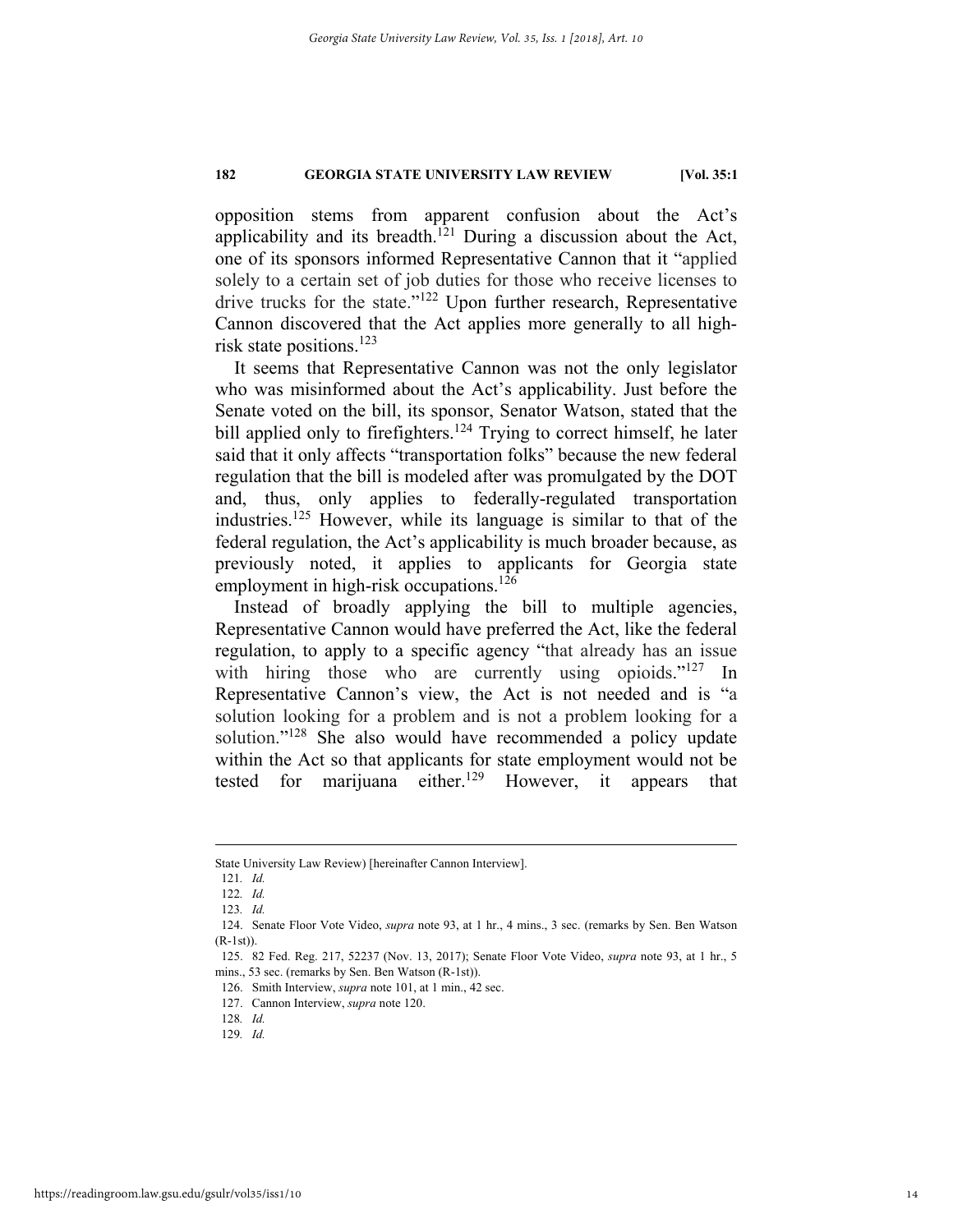opposition stems from apparent confusion about the Act's applicability and its breadth.[121] During a discussion about the Act, one of its sponsors informed Representative Cannon that it "applied solely to a certain set of job duties for those who receive licenses to drive trucks for the state."[122] Upon further research, Representative Cannon discovered that the Act applies more generally to all high-risk state positions.[123]

It seems that Representative Cannon was not the only legislator who was misinformed about the Act's applicability. Just before the Senate voted on the bill, its sponsor, Senator Watson, stated that the bill applied only to firefighters.[124] Trying to correct himself, he later said that it only affects "transportation folks" because the new federal regulation that the bill is modeled after was promulgated by the DOT and, thus, only applies to federally-regulated transportation industries.[125] However, while its language is similar to that of the federal regulation, the Act's applicability is much broader because, as previously noted, it applies to applicants for Georgia state employment in high-risk occupations.[126]

Instead of broadly applying the bill to multiple agencies, Representative Cannon would have preferred the Act, like the federal regulation, to apply to a specific agency "that already has an issue with hiring those who are currently using opioids."[127] In Representative Cannon's view, the Act is not needed and is "a solution looking for a problem and is not a problem looking for a solution."[128] She also would have recommended a policy update within the Act so that applicants for state employment would not be tested for marijuana either.[129] However, it appears that

---

State University Law Review) [hereinafter Cannon Interview].

121. *Id.*

122. *Id.*

123. *Id.*

124. Senate Floor Vote Video, *supra* note 93, at 1 hr., 4 mins., 3 sec. (remarks by Sen. Ben Watson (R-1st)).

125. 82 Fed. Reg. 217, 52237 (Nov. 13, 2017); Senate Floor Vote Video, *supra* note 93, at 1 hr., 5 mins., 53 sec. (remarks by Sen. Ben Watson (R-1st)).

126. Smith Interview, *supra* note 101, at 1 min., 42 sec.

127. Cannon Interview, *supra* note 120.

128. *Id.*

129. *Id.*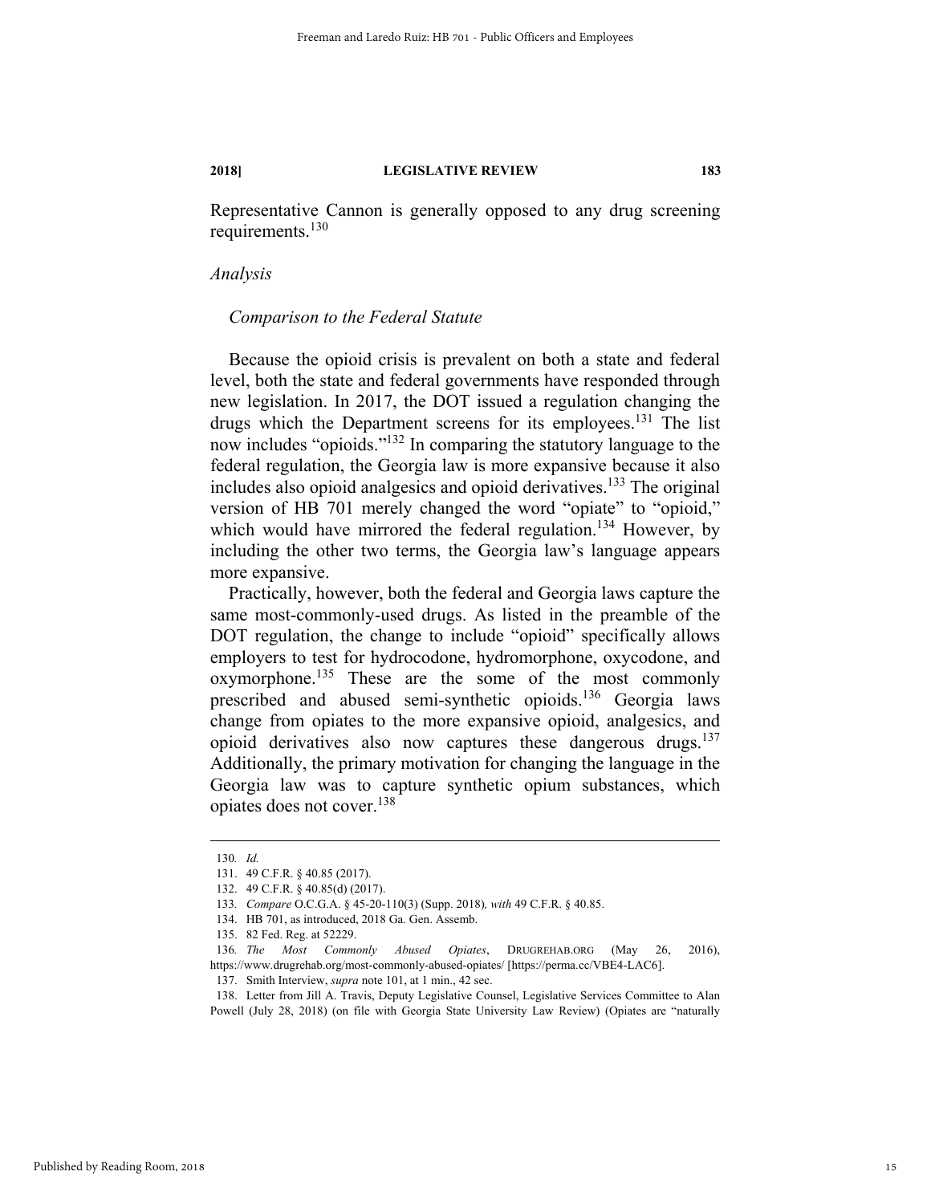Representative Cannon is generally opposed to any drug screening requirements.[130]

*Analysis*

*Comparison to the Federal Statute*

Because the opioid crisis is prevalent on both a state and federal level, both the state and federal governments have responded through new legislation. In 2017, the DOT issued a regulation changing the drugs which the Department screens for its employees.[131] The list now includes "opioids."[132] In comparing the statutory language to the federal regulation, the Georgia law is more expansive because it also includes also opioid analgesics and opioid derivatives.[133] The original version of HB 701 merely changed the word "opiate" to "opioid," which would have mirrored the federal regulation.[134] However, by including the other two terms, the Georgia law's language appears more expansive.

Practically, however, both the federal and Georgia laws capture the same most-commonly-used drugs. As listed in the preamble of the DOT regulation, the change to include "opioid" specifically allows employers to test for hydrocodone, hydromorphone, oxycodone, and oxymorphone.[135] These are the some of the most commonly prescribed and abused semi-synthetic opioids.[136] Georgia laws change from opiates to the more expansive opioid, analgesics, and opioid derivatives also now captures these dangerous drugs.[137] Additionally, the primary motivation for changing the language in the Georgia law was to capture synthetic opium substances, which opiates does not cover.[138]

---

130. *Id.*

131. 49 C.F.R. § 40.85 (2017).

132. 49 C.F.R. § 40.85(d) (2017).

133. *Compare* O.C.G.A. § 45-20-110(3) (Supp. 2018), *with* 49 C.F.R. § 40.85.

134. HB 701, as introduced, 2018 Ga. Gen. Assemb.

135. 82 Fed. Reg. at 52229.

136. *The Most Commonly Abused Opiates*, DRUGREHAB.ORG (May 26, 2016), https://www.drugrehab.org/most-commonly-abused-opiates/ [https://perma.cc/VBE4-LAC6].

137. Smith Interview, *supra* note 101, at 1 min., 42 sec.

138. Letter from Jill A. Travis, Deputy Legislative Counsel, Legislative Services Committee to Alan Powell (July 28, 2018) (on file with Georgia State University Law Review) (Opiates are "naturally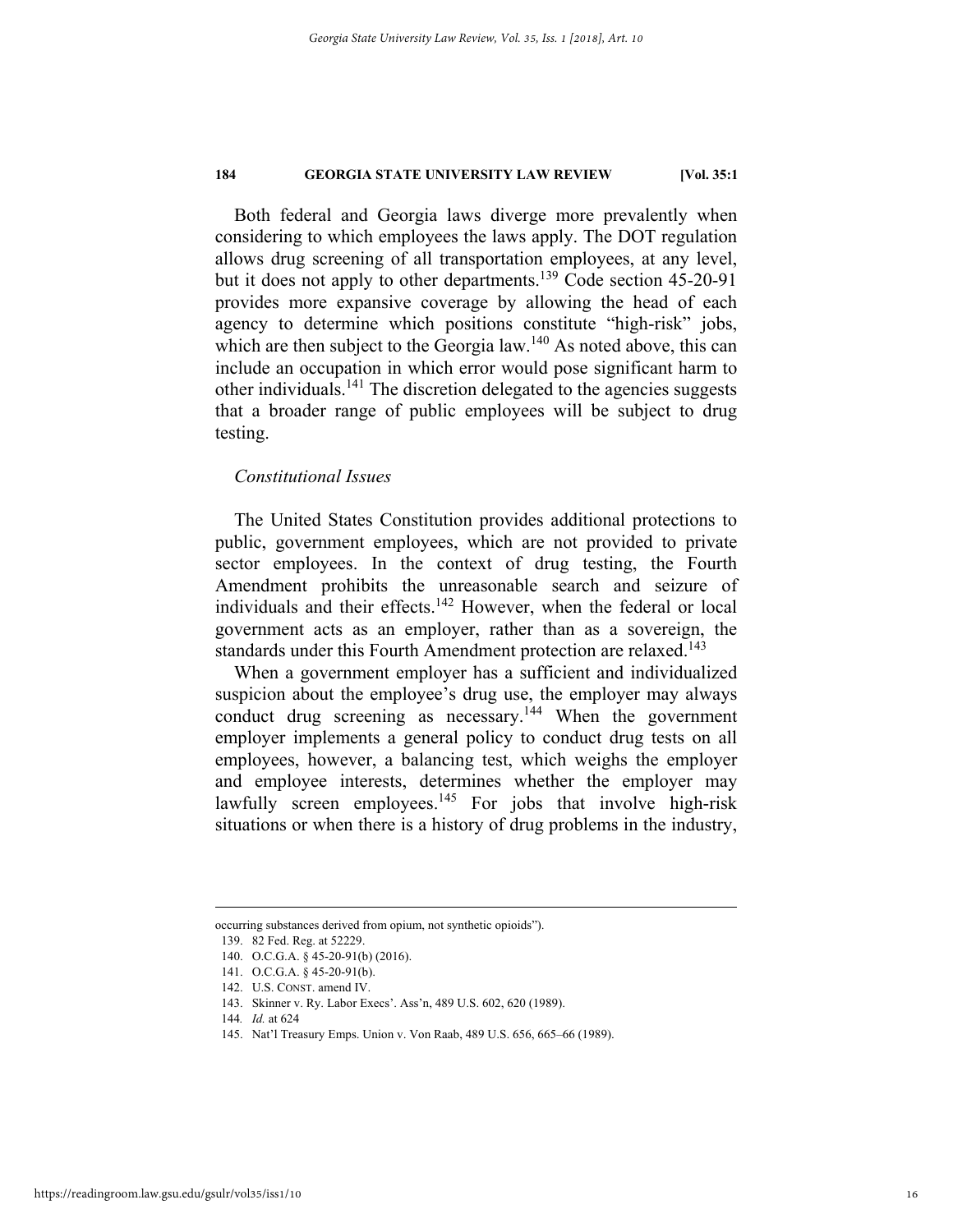Both federal and Georgia laws diverge more prevalently when considering to which employees the laws apply. The DOT regulation allows drug screening of all transportation employees, at any level, but it does not apply to other departments.[139] Code section 45-20-91 provides more expansive coverage by allowing the head of each agency to determine which positions constitute "high-risk" jobs, which are then subject to the Georgia law.[140] As noted above, this can include an occupation in which error would pose significant harm to other individuals.[141] The discretion delegated to the agencies suggests that a broader range of public employees will be subject to drug testing.

### *Constitutional Issues*

The United States Constitution provides additional protections to public, government employees, which are not provided to private sector employees. In the context of drug testing, the Fourth Amendment prohibits the unreasonable search and seizure of individuals and their effects.[142] However, when the federal or local government acts as an employer, rather than as a sovereign, the standards under this Fourth Amendment protection are relaxed.[143]

When a government employer has a sufficient and individualized suspicion about the employee's drug use, the employer may always conduct drug screening as necessary.[144] When the government employer implements a general policy to conduct drug tests on all employees, however, a balancing test, which weighs the employer and employee interests, determines whether the employer may lawfully screen employees.[145] For jobs that involve high-risk situations or when there is a history of drug problems in the industry,

---

occurring substances derived from opium, not synthetic opioids").

139. 82 Fed. Reg. at 52229.

140. O.C.G.A. § 45-20-91(b) (2016).

141. O.C.G.A. § 45-20-91(b).

142. U.S. CONST. amend IV.

143. Skinner v. Ry. Labor Execs'. Ass'n, 489 U.S. 602, 620 (1989).

144. *Id.* at 624

145. Nat'l Treasury Emps. Union v. Von Raab, 489 U.S. 656, 665–66 (1989).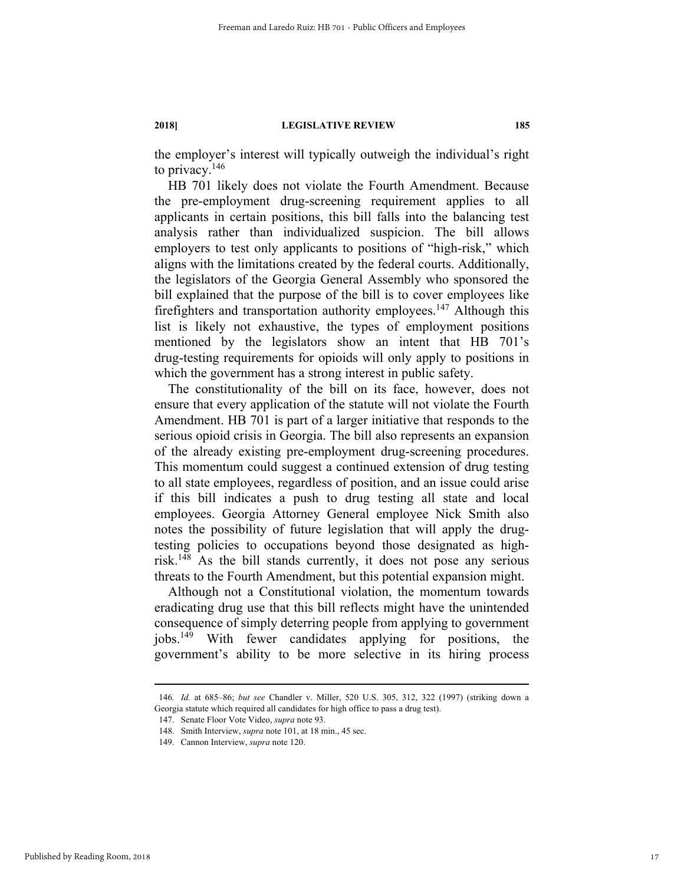the employer's interest will typically outweigh the individual's right to privacy.[146]

HB 701 likely does not violate the Fourth Amendment. Because the pre-employment drug-screening requirement applies to all applicants in certain positions, this bill falls into the balancing test analysis rather than individualized suspicion. The bill allows employers to test only applicants to positions of "high-risk," which aligns with the limitations created by the federal courts. Additionally, the legislators of the Georgia General Assembly who sponsored the bill explained that the purpose of the bill is to cover employees like firefighters and transportation authority employees.[147] Although this list is likely not exhaustive, the types of employment positions mentioned by the legislators show an intent that HB 701's drug-testing requirements for opioids will only apply to positions in which the government has a strong interest in public safety.

The constitutionality of the bill on its face, however, does not ensure that every application of the statute will not violate the Fourth Amendment. HB 701 is part of a larger initiative that responds to the serious opioid crisis in Georgia. The bill also represents an expansion of the already existing pre-employment drug-screening procedures. This momentum could suggest a continued extension of drug testing to all state employees, regardless of position, and an issue could arise if this bill indicates a push to drug testing all state and local employees. Georgia Attorney General employee Nick Smith also notes the possibility of future legislation that will apply the drug-testing policies to occupations beyond those designated as high-risk.[148] As the bill stands currently, it does not pose any serious threats to the Fourth Amendment, but this potential expansion might.

Although not a Constitutional violation, the momentum towards eradicating drug use that this bill reflects might have the unintended consequence of simply deterring people from applying to government jobs.[149] With fewer candidates applying for positions, the government's ability to be more selective in its hiring process

---

146. *Id.* at 685–86; *but see* Chandler v. Miller, 520 U.S. 305, 312, 322 (1997) (striking down a Georgia statute which required all candidates for high office to pass a drug test).

147. Senate Floor Vote Video, *supra* note 93.

148. Smith Interview, *supra* note 101, at 18 min., 45 sec.

149. Cannon Interview, *supra* note 120.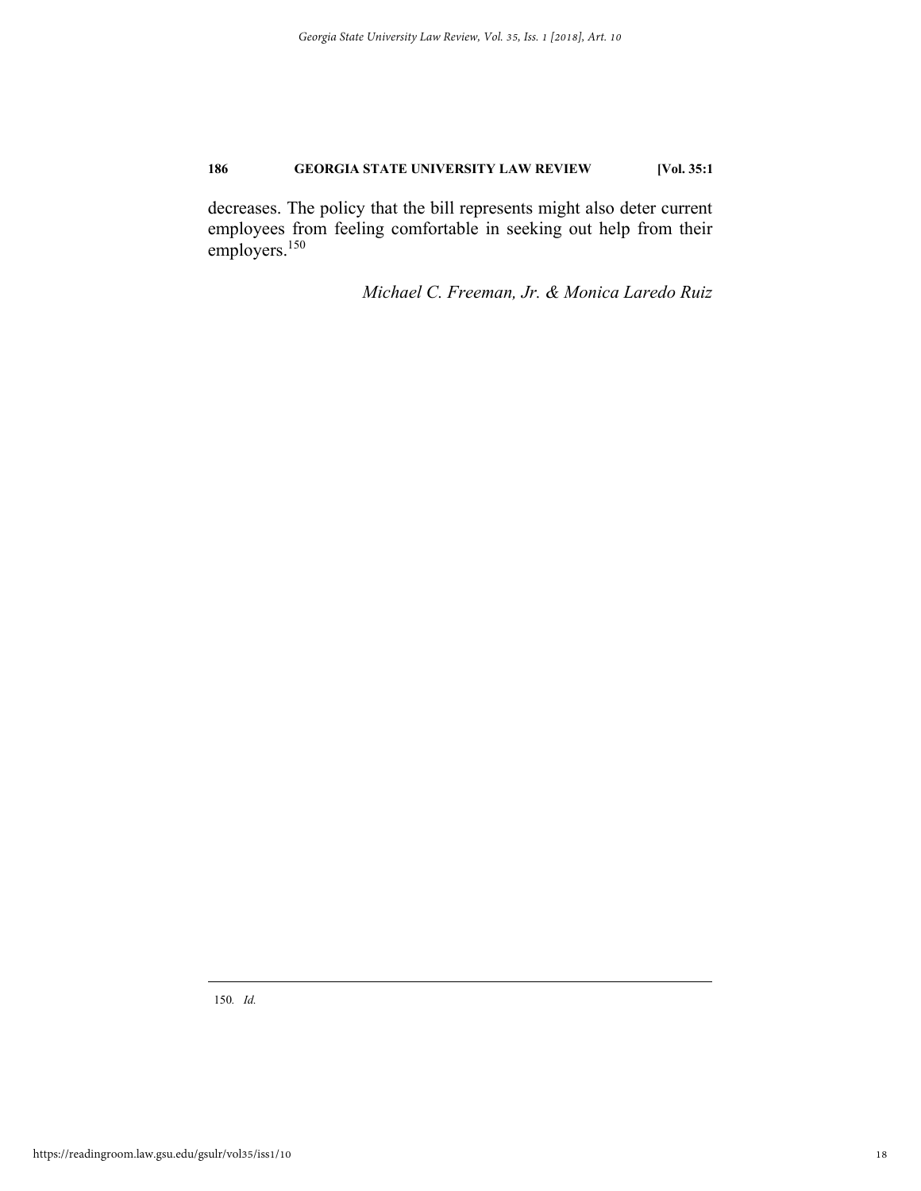decreases. The policy that the bill represents might also deter current employees from feeling comfortable in seeking out help from their employers.[150]

*Michael C. Freeman, Jr. & Monica Laredo Ruiz*

---

150. *Id.*